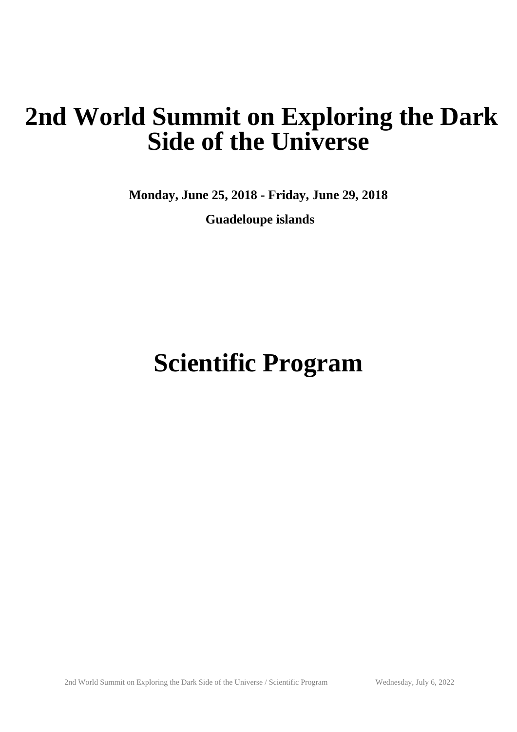# 2nd World Summit on Exploring the Dark Side of the Universe

**Monday, June 25, 2018 - Friday, June 29, 2018**

**Guadeloupe islands**

# Scientific Program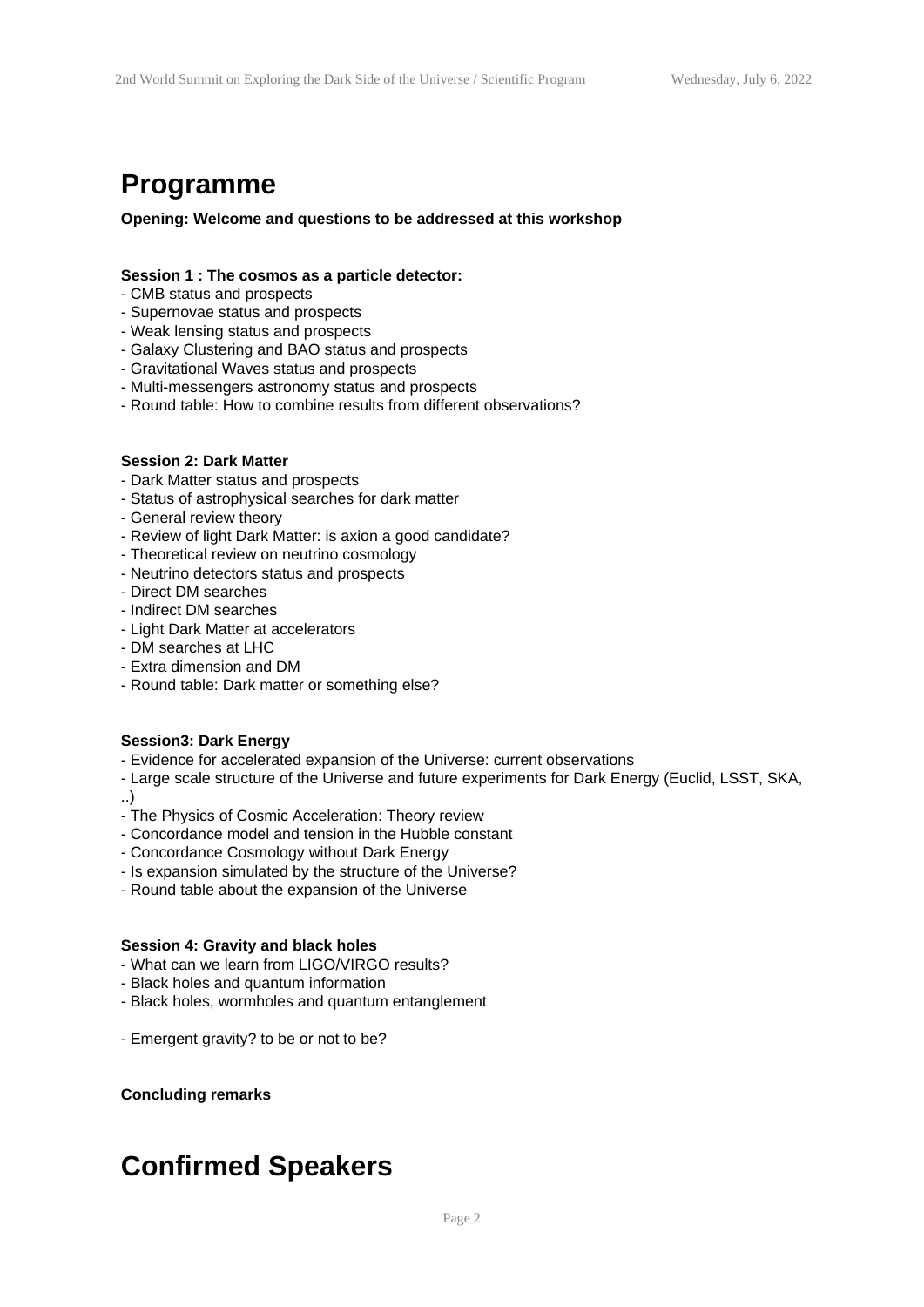# Programme

**Opening: Welcome and questions to be addressed at this workshop**

**Session 1 : The cosmos as a particle detector:**

- CMB status and prospects
- Supernovae status and prospects
- Weak lensing status and prospects
- Galaxy Clustering and BAO status and prospects
- Gravitational Waves status and prospects
- Multi-messengers astronomy status and prospects
- Round table: How to combine results from different observations?

**Session 2: Dark Matter**

- Dark Matter status and prospects
- Status of astrophysical searches for dark matter
- General review theory
- Review of light Dark Matter: is axion a good candidate?
- Theoretical review on neutrino cosmology
- Neutrino detectors status and prospects
- Direct DM searches
- Indirect DM searches
- Light Dark Matter at accelerators
- DM searches at LHC
- Extra dimension and DM
- Round table: Dark matter or something else?

**Session3: Dark Energy**

- Evidence for accelerated expansion of the Universe: current observations
- Large scale structure of the Universe and future experiments for Dark Energy (Euclid, LSST, SKA, ..)
- The Physics of Cosmic Acceleration: Theory review
- Concordance model and tension in the Hubble constant
- Concordance Cosmology without Dark Energy
- Is expansion simulated by the structure of the Universe?
- Round table about the expansion of the Universe

**Session 4: Gravity and black holes**

- What can we learn from LIGO/VIRGO results?
- Black holes and quantum information
- Black holes, wormholes and quantum entanglement

- Emergent gravity? to be or not to be?

**Concluding remarks**

# Confirmed Speakers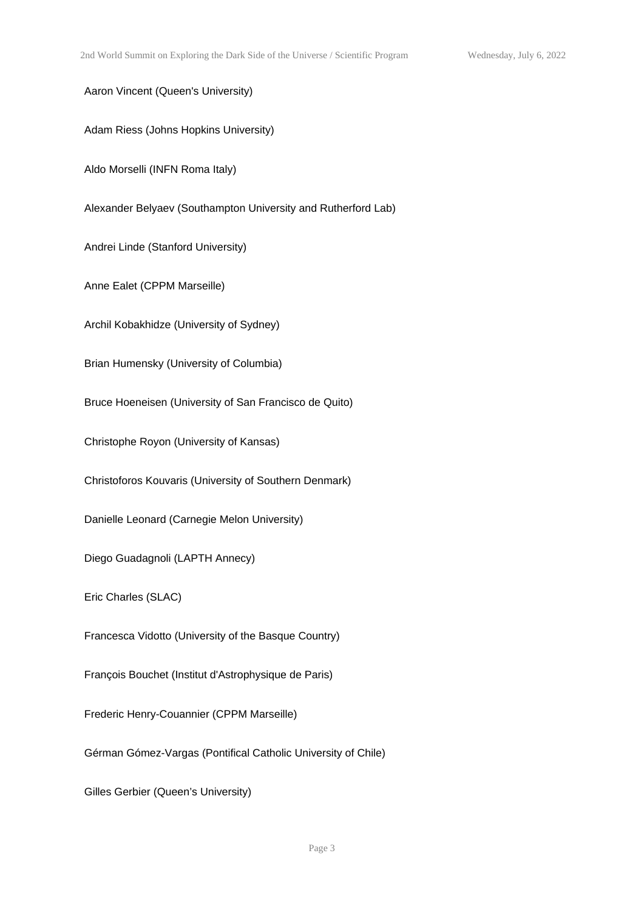Aaron Vincent (Queen's University)

Adam Riess (Johns Hopkins University)

Aldo Morselli (INFN Roma Italy)

Alexander Belyaev (Southampton University and Rutherford Lab)

Andrei Linde (Stanford University)

Anne Ealet (CPPM Marseille)

Archil Kobakhidze (University of Sydney)

Brian Humensky (University of Columbia)

Bruce Hoeneisen (University of San Francisco de Quito)

Christophe Royon (University of Kansas)

Christoforos Kouvaris (University of Southern Denmark)

Danielle Leonard (Carnegie Melon University)

Diego Guadagnoli (LAPTH Annecy)

Eric Charles (SLAC)

Francesca Vidotto (University of the Basque Country)

François Bouchet (Institut d'Astrophysique de Paris)

Frederic Henry-Couannier (CPPM Marseille)

Gérman Gómez-Vargas (Pontifical Catholic University of Chile)

Gilles Gerbier (Queen's University)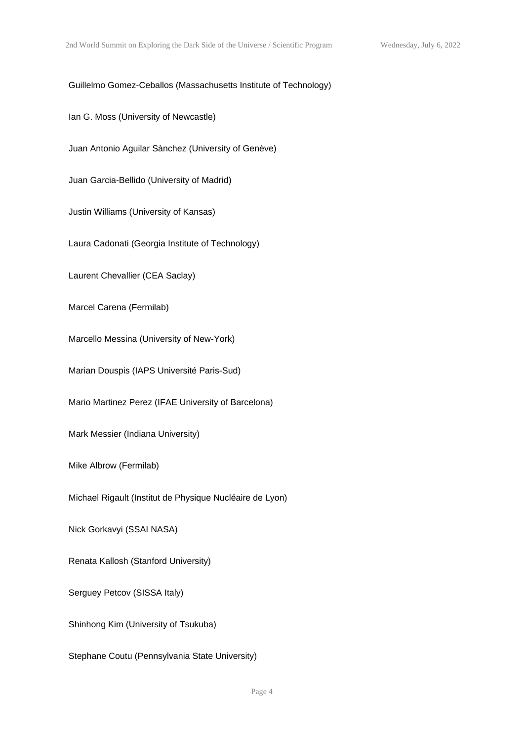Guillelmo Gomez-Ceballos (Massachusetts Institute of Technology)

Ian G. Moss (University of Newcastle)

Juan Antonio Aguilar Sànchez (University of Genève)

Juan Garcia-Bellido (University of Madrid)

Justin Williams (University of Kansas)

Laura Cadonati (Georgia Institute of Technology)

Laurent Chevallier (CEA Saclay)

Marcel Carena (Fermilab)

Marcello Messina (University of New-York)

Marian Douspis (IAPS Université Paris-Sud)

Mario Martinez Perez (IFAE University of Barcelona)

Mark Messier (Indiana University)

Mike Albrow (Fermilab)

Michael Rigault (Institut de Physique Nucléaire de Lyon)

Nick Gorkavyi (SSAI NASA)

Renata Kallosh (Stanford University)

Serguey Petcov (SISSA Italy)

Shinhong Kim (University of Tsukuba)

Stephane Coutu (Pennsylvania State University)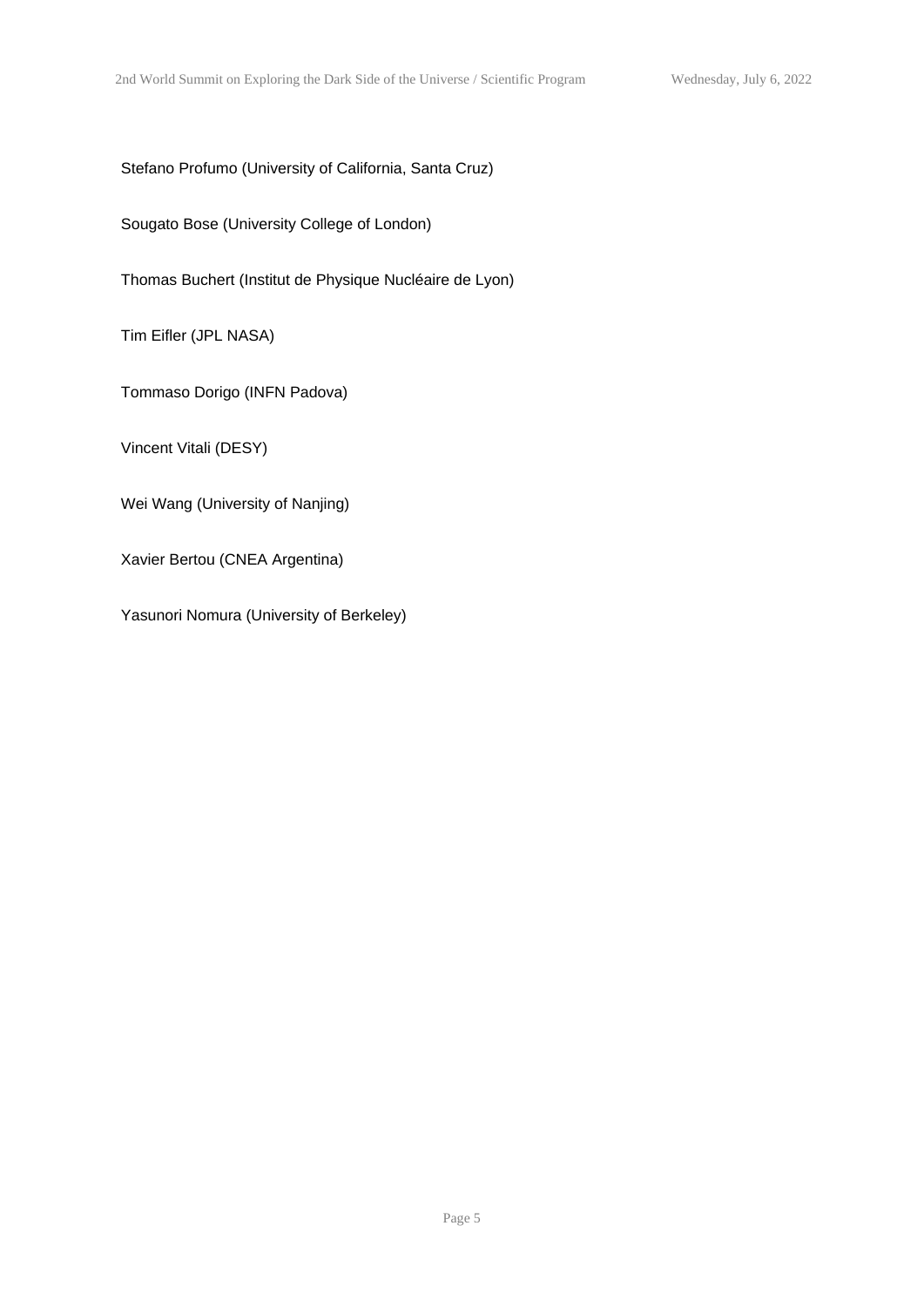Stefano Profumo (University of California, Santa Cruz)

Sougato Bose (University College of London)

Thomas Buchert (Institut de Physique Nucléaire de Lyon)

Tim Eifler (JPL NASA)

Tommaso Dorigo (INFN Padova)

Vincent Vitali (DESY)

Wei Wang (University of Nanjing)

Xavier Bertou (CNEA Argentina)

Yasunori Nomura (University of Berkeley)